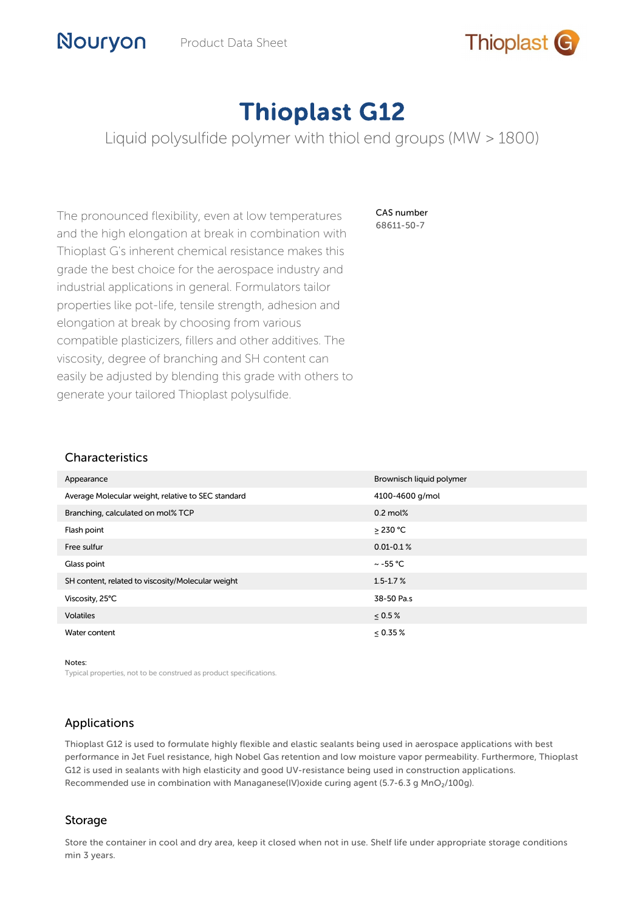Nouryon Product Data Sheet

Thioplast G

# Thioplast G12

Liquid polysulfide polymer with thiol end groups (MW > 1800)

The pronounced flexibility, even at low temperatures and the high elongation at break in combination with Thioplast G's inherent chemical resistance makes this grade the best choice for the aerospace industry and industrial applications in general. Formulators tailor properties like pot-life, tensile strength, adhesion and elongation at break by choosing from various compatible plasticizers, fillers and other additives. The viscosity, degree of branching and SH content can easily be adjusted by blending this grade with others to generate your tailored Thioplast polysulfide.

CAS number
68611-50-7

## Characteristics

| | |
|---|---|
| Appearance | Brownisch liquid polymer |
| Average Molecular weight, relative to SEC standard | 4100-4600 g/mol |
| Branching, calculated on mol% TCP | 0.2 mol% |
| Flash point | ≥ 230 °C |
| Free sulfur | 0.01-0.1 % |
| Glass point | ~ -55 °C |
| SH content, related to viscosity/Molecular weight | 1.5-1.7 % |
| Viscosity, 25°C | 38-50 Pa.s |
| Volatiles | ≤ 0.5 % |
| Water content | ≤ 0.35 % |

Notes:
Typical properties, not to be construed as product specifications.

## Applications

Thioplast G12 is used to formulate highly flexible and elastic sealants being used in aerospace applications with best performance in Jet Fuel resistance, high Nobel Gas retention and low moisture vapor permeability. Furthermore, Thioplast G12 is used in sealants with high elasticity and good UV-resistance being used in construction applications. Recommended use in combination with Managanese(IV)oxide curing agent (5.7-6.3 g $MnO_2$/100g).

## Storage

Store the container in cool and dry area, keep it closed when not in use. Shelf life under appropriate storage conditions min 3 years.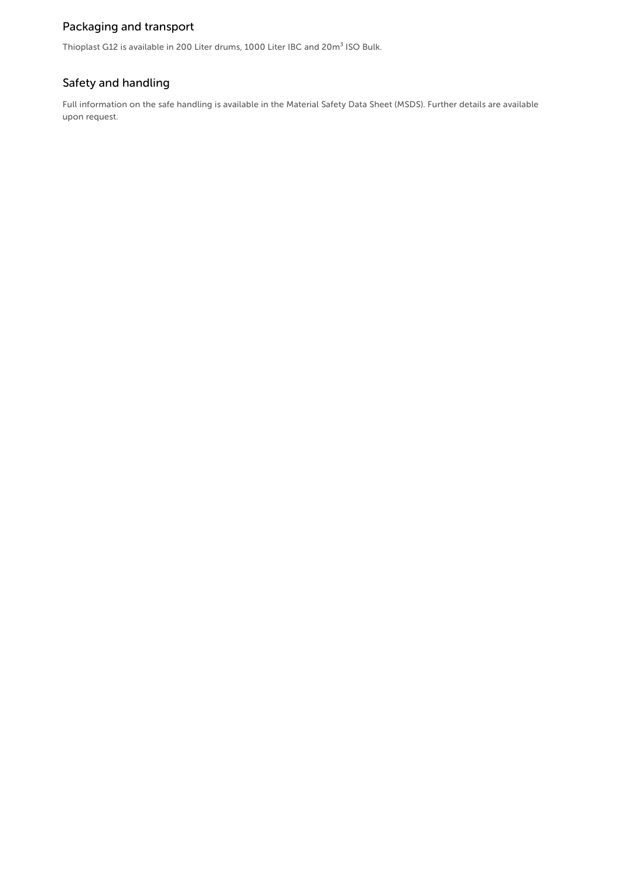## Packaging and transport

Thioplast G12 is available in 200 Liter drums, 1000 Liter IBC and 20m$^3$ ISO Bulk.

## Safety and handling

Full information on the safe handling is available in the Material Safety Data Sheet (MSDS). Further details are available upon request.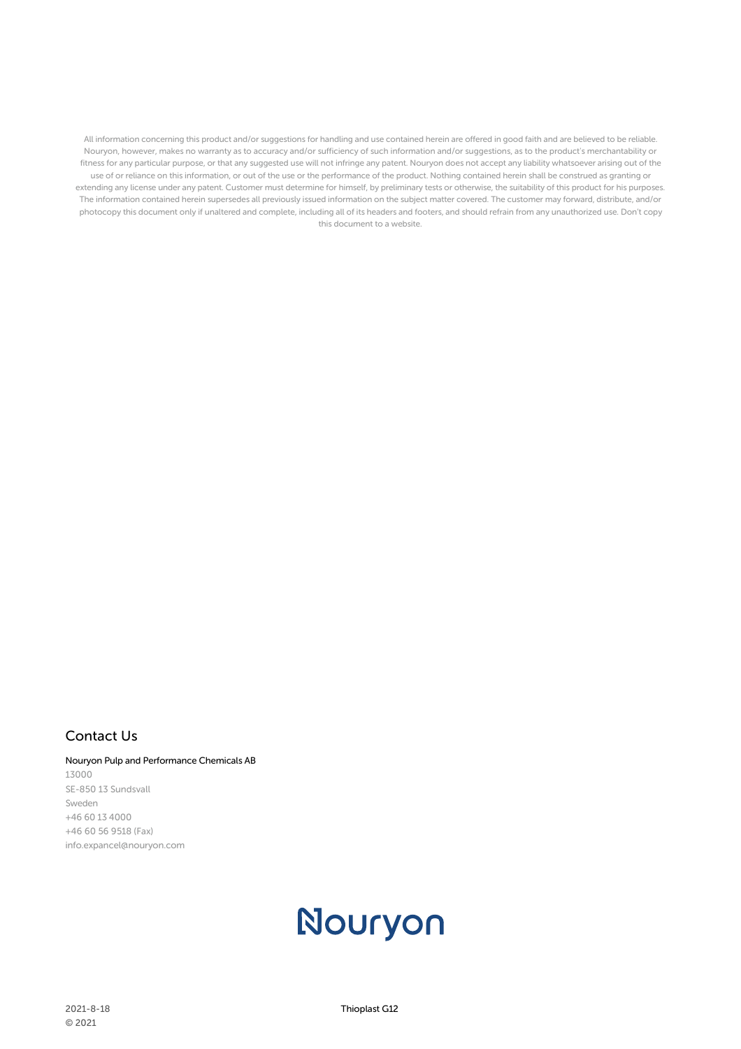All information concerning this product and/or suggestions for handling and use contained herein are offered in good faith and are believed to be reliable. Nouryon, however, makes no warranty as to accuracy and/or sufficiency of such information and/or suggestions, as to the product's merchantability or fitness for any particular purpose, or that any suggested use will not infringe any patent. Nouryon does not accept any liability whatsoever arising out of the use of or reliance on this information, or out of the use or the performance of the product. Nothing contained herein shall be construed as granting or extending any license under any patent. Customer must determine for himself, by preliminary tests or otherwise, the suitability of this product for his purposes. The information contained herein supersedes all previously issued information on the subject matter covered. The customer may forward, distribute, and/or photocopy this document only if unaltered and complete, including all of its headers and footers, and should refrain from any unauthorized use. Don't copy this document to a website.

## Contact Us

Nouryon Pulp and Performance Chemicals AB
13000
SE-850 13 Sundsvall
Sweden
+46 60 13 4000
+46 60 56 9518 (Fax)
info.expancel@nouryon.com

Nouryon

2021-8-18
© 2021

Thioplast G12